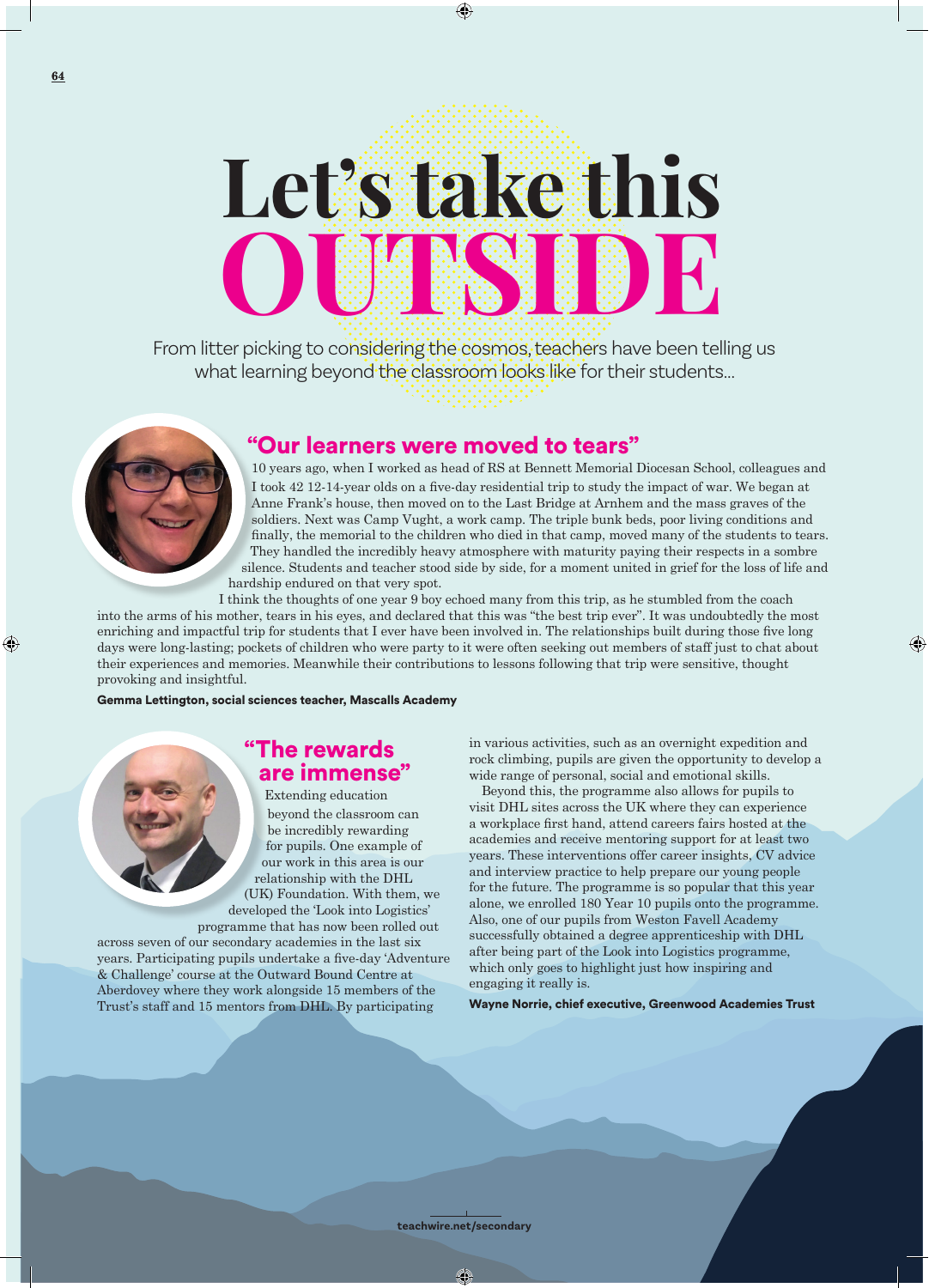# Let's take this OUTSIDE

From litter picking to considering the cosmos, teachers have been telling us what learning beyond the classroom looks like for their students...

## "Our learners were moved to tears"

10 years ago, when I worked as head of RS at Bennett Memorial Diocesan School, colleagues and I took 42 12-14-year olds on a five-day residential trip to study the impact of war. We began at Anne Frank's house, then moved on to the Last Bridge at Arnhem and the mass graves of the soldiers. Next was Camp Vught, a work camp. The triple bunk beds, poor living conditions and finally, the memorial to the children who died in that camp, moved many of the students to tears. They handled the incredibly heavy atmosphere with maturity paying their respects in a sombre silence. Students and teacher stood side by side, for a moment united in grief for the loss of life and hardship endured on that very spot.

I think the thoughts of one year 9 boy echoed many from this trip, as he stumbled from the coach into the arms of his mother, tears in his eyes, and declared that this was "the best trip ever". It was undoubtedly the most enriching and impactful trip for students that I ever have been involved in. The relationships built during those five long days were long-lasting; pockets of children who were party to it were often seeking out members of staff just to chat about their experiences and memories. Meanwhile their contributions to lessons following that trip were sensitive, thought provoking and insightful.

**Gemma Lettington, social sciences teacher, Mascalls Academy**

## "The rewards are immense"

Extending education beyond the classroom can be incredibly rewarding for pupils. One example of our work in this area is our relationship with the DHL (UK) Foundation. With them, we developed the 'Look into Logistics' programme that has now been rolled out across seven of our secondary academies in the last six years. Participating pupils undertake a five-day 'Adventure & Challenge' course at the Outward Bound Centre at Aberdovey where they work alongside 15 members of the Trust's staff and 15 mentors from DHL. By participating in various activities, such as an overnight expedition and rock climbing, pupils are given the opportunity to develop a wide range of personal, social and emotional skills.

Beyond this, the programme also allows for pupils to visit DHL sites across the UK where they can experience a workplace first hand, attend careers fairs hosted at the academies and receive mentoring support for at least two years. These interventions offer career insights, CV advice and interview practice to help prepare our young people for the future. The programme is so popular that this year alone, we enrolled 180 Year 10 pupils onto the programme. Also, one of our pupils from Weston Favell Academy successfully obtained a degree apprenticeship with DHL after being part of the Look into Logistics programme, which only goes to highlight just how inspiring and engaging it really is.

**Wayne Norrie, chief executive, Greenwood Academies Trust**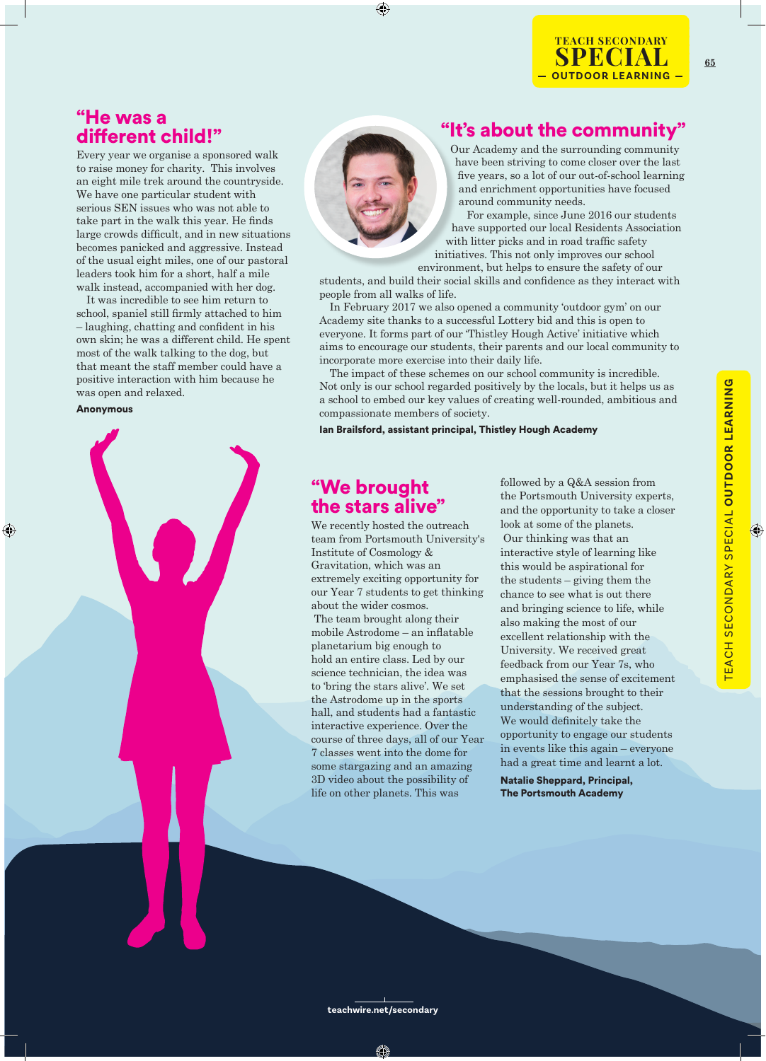## "He was a different child!"

Every year we organise a sponsored walk to raise money for charity. This involves an eight mile trek around the countryside. We have one particular student with serious SEN issues who was not able to take part in the walk this year. He finds large crowds difficult, and in new situations becomes panicked and aggressive. Instead of the usual eight miles, one of our pastoral leaders took him for a short, half a mile walk instead, accompanied with her dog.

It was incredible to see him return to school, spaniel still firmly attached to him – laughing, chatting and confident in his own skin; he was a different child. He spent most of the walk talking to the dog, but that meant the staff member could have a positive interaction with him because he was open and relaxed.

**Anonymous**

## "It's about the community"

Our Academy and the surrounding community have been striving to come closer over the last five years, so a lot of our out-of-school learning and enrichment opportunities have focused around community needs.

For example, since June 2016 our students have supported our local Residents Association with litter picks and in road traffic safety initiatives. This not only improves our school environment, but helps to ensure the safety of our students, and build their social skills and confidence as they interact with people from all walks of life.

In February 2017 we also opened a community 'outdoor gym' on our Academy site thanks to a successful Lottery bid and this is open to everyone. It forms part of our 'Thistley Hough Active' initiative which aims to encourage our students, their parents and our local community to incorporate more exercise into their daily life.

The impact of these schemes on our school community is incredible. Not only is our school regarded positively by the locals, but it helps us as a school to embed our key values of creating well-rounded, ambitious and compassionate members of society.

**Ian Brailsford, assistant principal, Thistley Hough Academy**

## "We brought the stars alive"

We recently hosted the outreach team from Portsmouth University's Institute of Cosmology & Gravitation, which was an extremely exciting opportunity for our Year 7 students to get thinking about the wider cosmos.

The team brought along their mobile Astrodome – an inflatable planetarium big enough to hold an entire class. Led by our science technician, the idea was to 'bring the stars alive'. We set the Astrodome up in the sports hall, and students had a fantastic interactive experience. Over the course of three days, all of our Year 7 classes went into the dome for some stargazing and an amazing 3D video about the possibility of life on other planets. This was followed by a Q&A session from the Portsmouth University experts, and the opportunity to take a closer look at some of the planets.

Our thinking was that an interactive style of learning like this would be aspirational for the students – giving them the chance to see what is out there and bringing science to life, while also making the most of our excellent relationship with the University. We received great feedback from our Year 7s, who emphasised the sense of excitement that the sessions brought to their understanding of the subject. We would definitely take the opportunity to engage our students in events like this again – everyone had a great time and learnt a lot.

**Natalie Sheppard, Principal, The Portsmouth Academy**